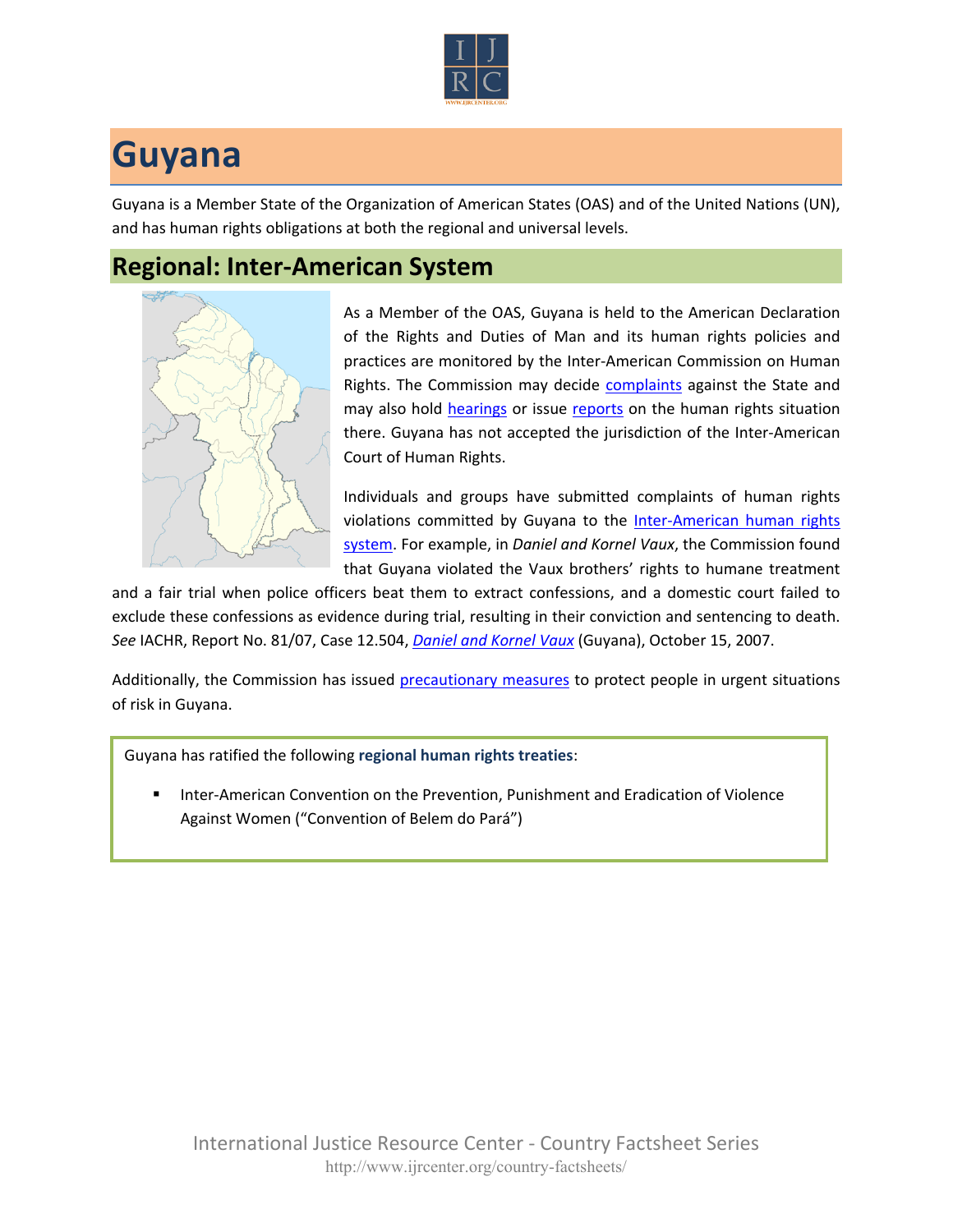# Guyana

Guyana is a Member State of the Organization of American States (OAS) and of the United Nations (UN), and has human rights obligations at both the regional and universal levels.

## Regional: Inter-American System

As a Member of the OAS, Guyana is held to the American Declaration of the Rights and Duties of Man and its human rights policies and practices are monitored by the Inter-American Commission on Human Rights. The Commission may decide complaints against the State and may also hold hearings or issue reports on the human rights situation there. Guyana has not accepted the jurisdiction of the Inter-American Court of Human Rights.

Individuals and groups have submitted complaints of human rights violations committed by Guyana to the Inter-American human rights system. For example, in *Daniel and Kornel Vaux*, the Commission found that Guyana violated the Vaux brothers' rights to humane treatment and a fair trial when police officers beat them to extract confessions, and a domestic court failed to exclude these confessions as evidence during trial, resulting in their conviction and sentencing to death. *See* IACHR, Report No. 81/07, Case 12.504, *Daniel and Kornel Vaux* (Guyana), October 15, 2007.

Additionally, the Commission has issued precautionary measures to protect people in urgent situations of risk in Guyana.

Guyana has ratified the following **regional human rights treaties**:

- Inter-American Convention on the Prevention, Punishment and Eradication of Violence Against Women ("Convention of Belem do Pará")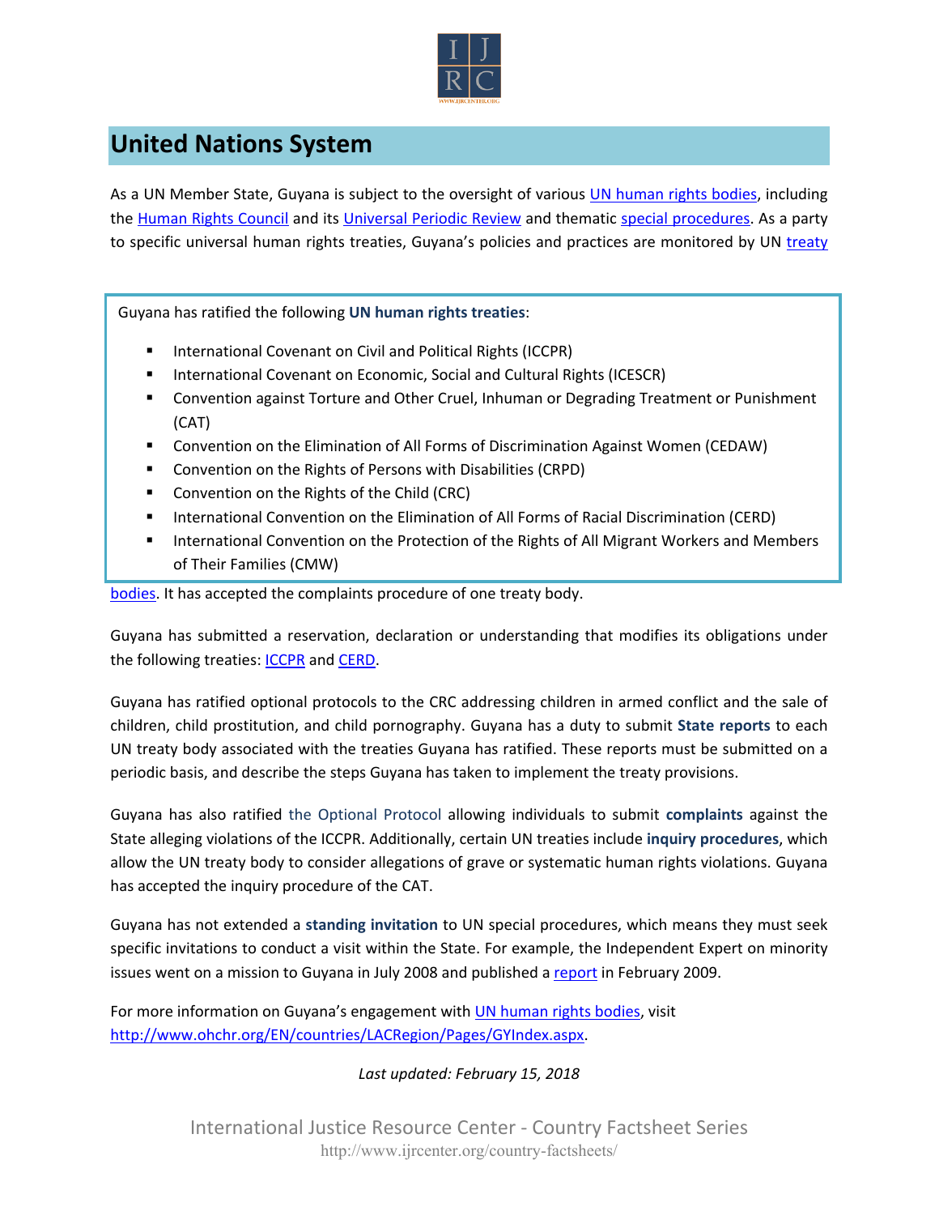## United Nations System

As a UN Member State, Guyana is subject to the oversight of various UN human rights bodies, including the Human Rights Council and its Universal Periodic Review and thematic special procedures. As a party to specific universal human rights treaties, Guyana's policies and practices are monitored by UN treaty bodies. It has accepted the complaints procedure of one treaty body.

> Guyana has ratified the following **UN human rights treaties**:
>
> - International Covenant on Civil and Political Rights (ICCPR)
> - International Covenant on Economic, Social and Cultural Rights (ICESCR)
> - Convention against Torture and Other Cruel, Inhuman or Degrading Treatment or Punishment (CAT)
> - Convention on the Elimination of All Forms of Discrimination Against Women (CEDAW)
> - Convention on the Rights of Persons with Disabilities (CRPD)
> - Convention on the Rights of the Child (CRC)
> - International Convention on the Elimination of All Forms of Racial Discrimination (CERD)
> - International Convention on the Protection of the Rights of All Migrant Workers and Members of Their Families (CMW)

Guyana has submitted a reservation, declaration or understanding that modifies its obligations under the following treaties: ICCPR and CERD.

Guyana has ratified optional protocols to the CRC addressing children in armed conflict and the sale of children, child prostitution, and child pornography. Guyana has a duty to submit **State reports** to each UN treaty body associated with the treaties Guyana has ratified. These reports must be submitted on a periodic basis, and describe the steps Guyana has taken to implement the treaty provisions.

Guyana has also ratified the Optional Protocol allowing individuals to submit **complaints** against the State alleging violations of the ICCPR. Additionally, certain UN treaties include **inquiry procedures**, which allow the UN treaty body to consider allegations of grave or systematic human rights violations. Guyana has accepted the inquiry procedure of the CAT.

Guyana has not extended a **standing invitation** to UN special procedures, which means they must seek specific invitations to conduct a visit within the State. For example, the Independent Expert on minority issues went on a mission to Guyana in July 2008 and published a report in February 2009.

For more information on Guyana's engagement with UN human rights bodies, visit http://www.ohchr.org/EN/countries/LACRegion/Pages/GYIndex.aspx.

*Last updated: February 15, 2018*